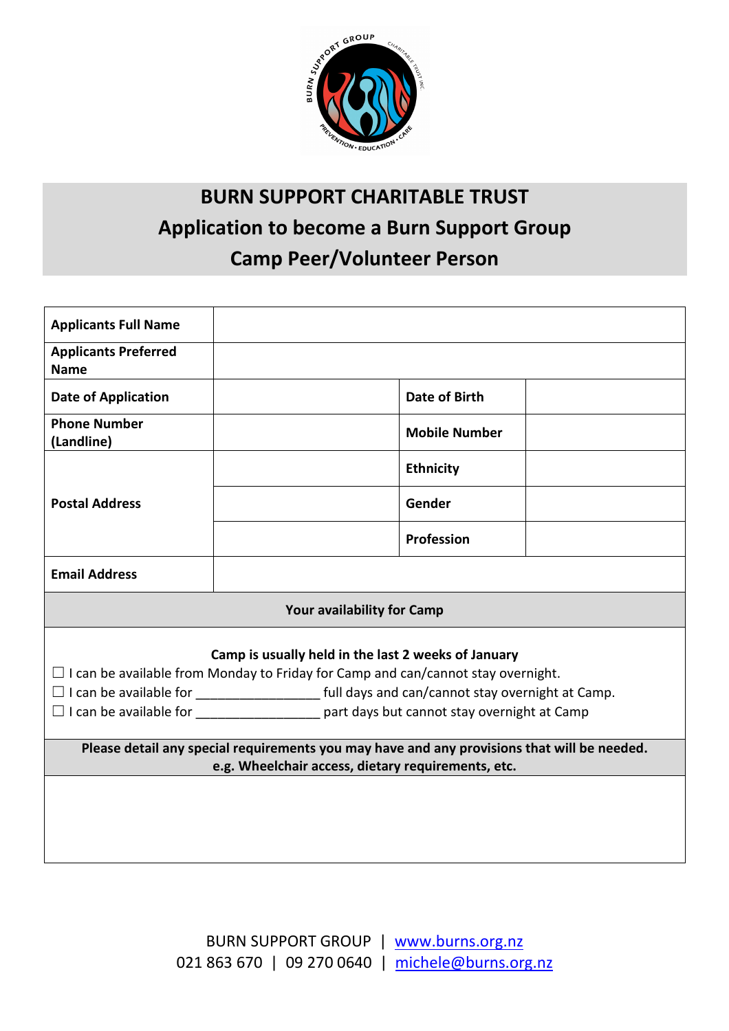# BURN SUPPORT CHARITABLE TRUST

## Application to become a Burn Support Group Camp Peer/Volunteer Person

| | | | |
|---|---|---|---|
| **Applicants Full Name** | | | |
| **Applicants Preferred Name** | | | |
| **Date of Application** | | **Date of Birth** | |
| **Phone Number (Landline)** | | **Mobile Number** | |
| **Postal Address** | | **Ethnicity** | |
| | | **Gender** | |
| | | **Profession** | |
| **Email Address** | | | |

**Your availability for Camp**

**Camp is usually held in the last 2 weeks of January**

☐ I can be available from Monday to Friday for Camp and can/cannot stay overnight.
☐ I can be available for ________________ full days and can/cannot stay overnight at Camp.
☐ I can be available for ________________ part days but cannot stay overnight at Camp

**Please detail any special requirements you may have and any provisions that will be needed. e.g. Wheelchair access, dietary requirements, etc.**

BURN SUPPORT GROUP | www.burns.org.nz
021 863 670 | 09 270 0640 | michele@burns.org.nz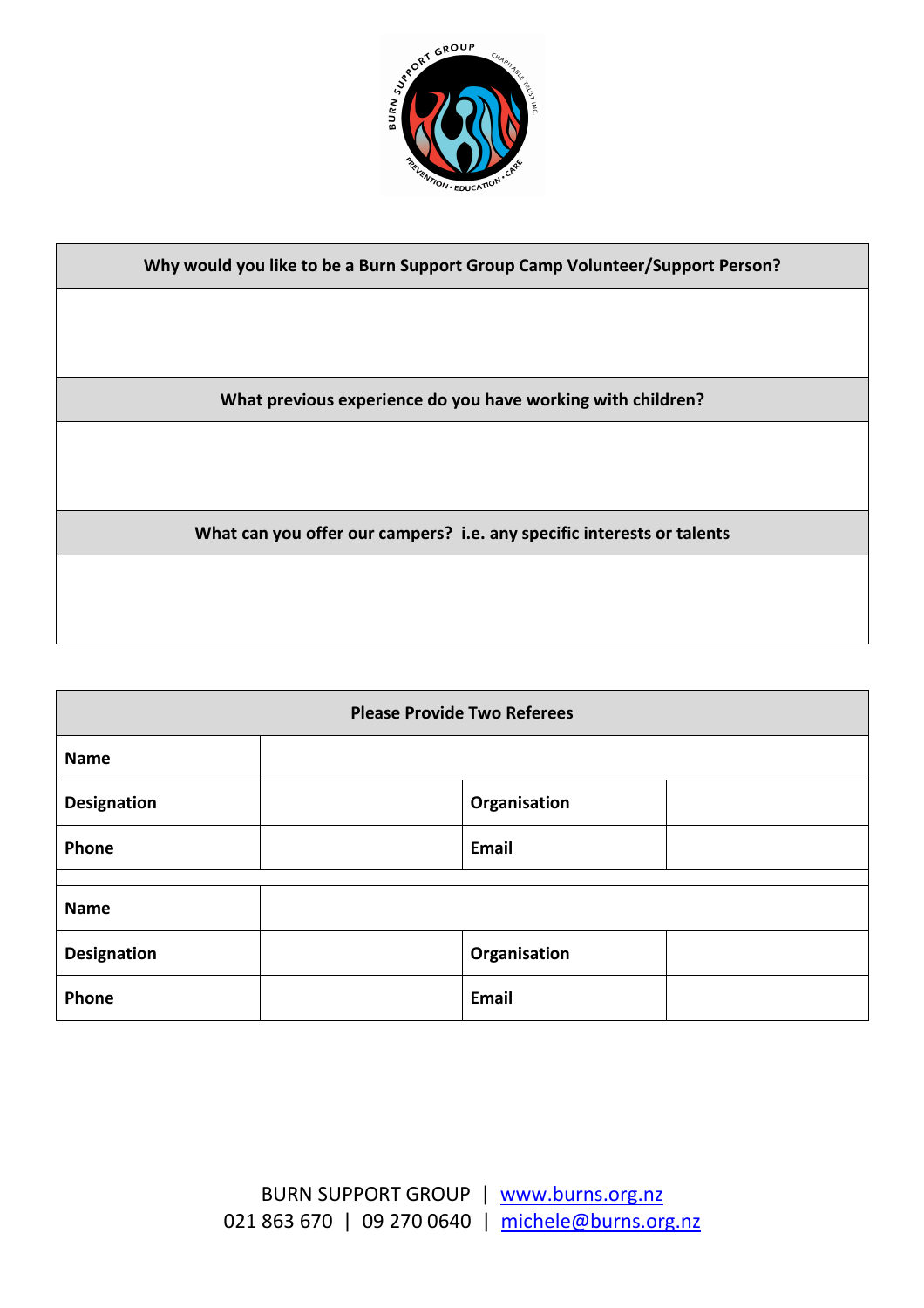| Why would you like to be a Burn Support Group Camp Volunteer/Support Person? |
|---|
| |
| **What previous experience do you have working with children?** |
| |
| **What can you offer our campers? i.e. any specific interests or talents** |
| |

| Please Provide Two Referees | | | |
|---|---|---|---|
| **Name** | | | |
| **Designation** | | **Organisation** | |
| **Phone** | | **Email** | |
| | | | |
| **Name** | | | |
| **Designation** | | **Organisation** | |
| **Phone** | | **Email** | |

BURN SUPPORT GROUP | www.burns.org.nz
021 863 670 | 09 270 0640 | michele@burns.org.nz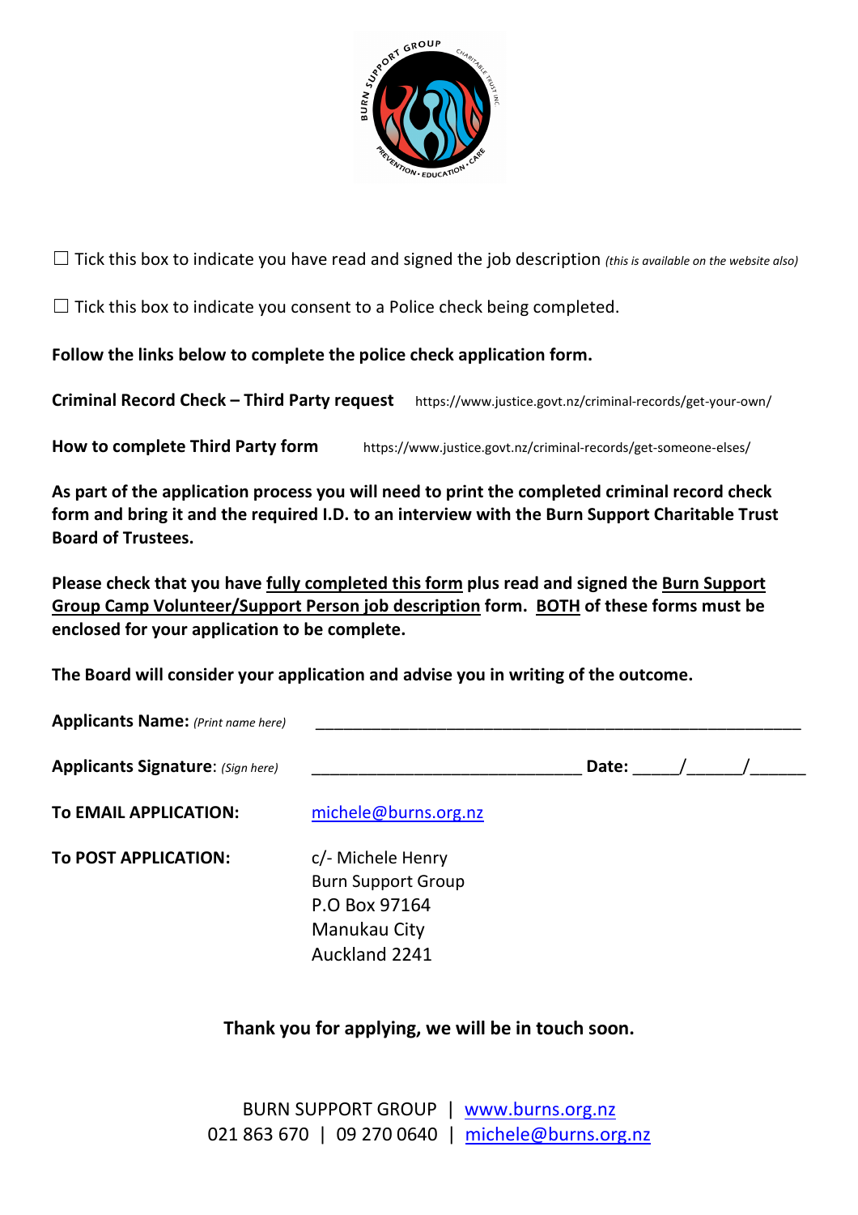☐ Tick this box to indicate you have read and signed the job description *(this is available on the website also)*

☐ Tick this box to indicate you consent to a Police check being completed.

**Follow the links below to complete the police check application form.**

**Criminal Record Check – Third Party request** https://www.justice.govt.nz/criminal-records/get-your-own/

**How to complete Third Party form** https://www.justice.govt.nz/criminal-records/get-someone-elses/

**As part of the application process you will need to print the completed criminal record check form and bring it and the required I.D. to an interview with the Burn Support Charitable Trust Board of Trustees.**

**Please check that you have <u>fully completed this form</u> plus read and signed the <u>Burn Support Group Camp Volunteer/Support Person job description</u> form. <u>BOTH</u> of these forms must be enclosed for your application to be complete.**

**The Board will consider your application and advise you in writing of the outcome.**

**Applicants Name:** *(Print name here)* ________________________________________________

**Applicants Signature**: *(Sign here)* ______________________________ **Date:** _____/______/______

**To EMAIL APPLICATION:** michele@burns.org.nz

**To POST APPLICATION:**
c/- Michele Henry
Burn Support Group
P.O Box 97164
Manukau City
Auckland 2241

**Thank you for applying, we will be in touch soon.**

BURN SUPPORT GROUP | www.burns.org.nz
021 863 670 | 09 270 0640 | michele@burns.org.nz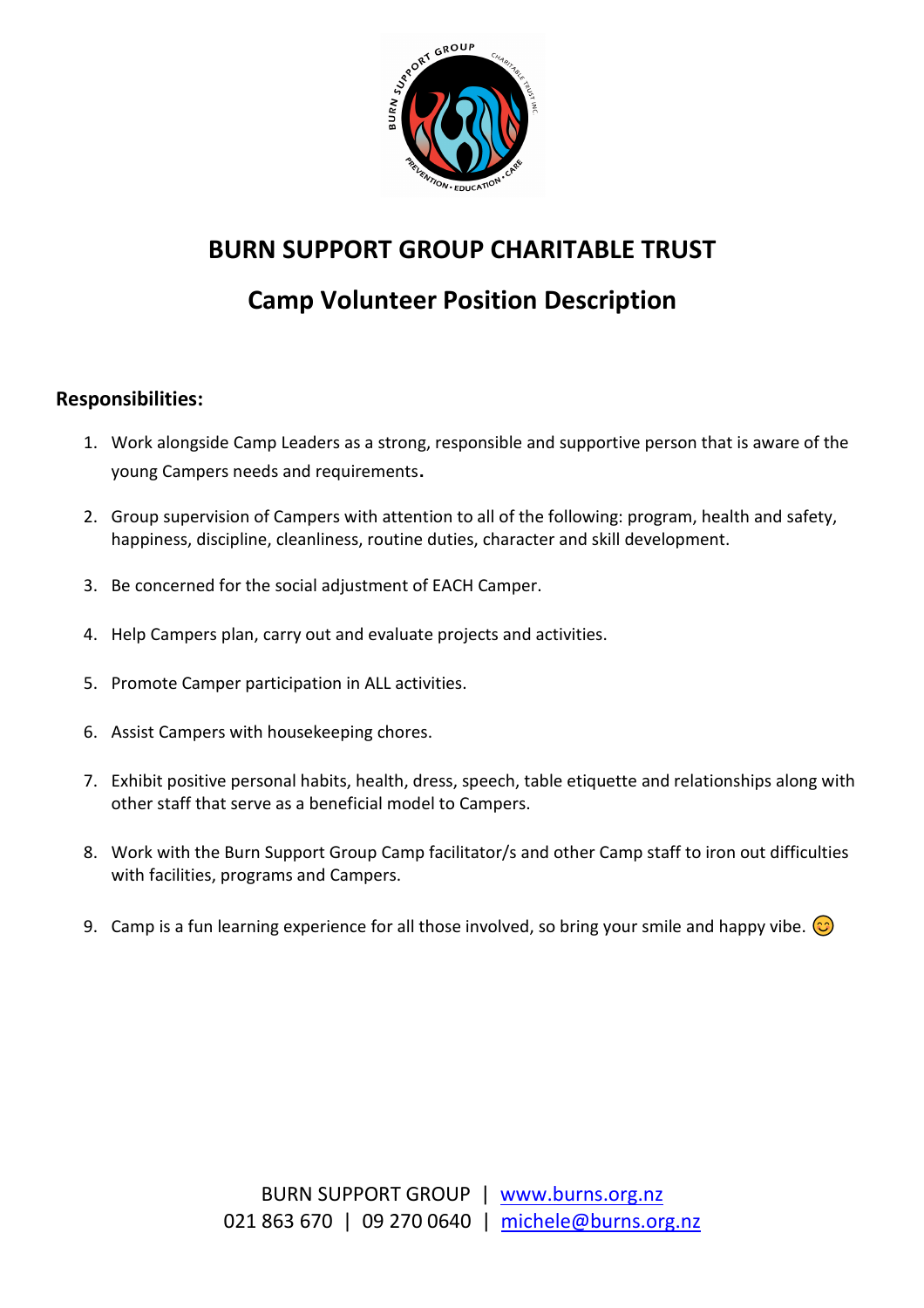# BURN SUPPORT GROUP CHARITABLE TRUST

## Camp Volunteer Position Description

**Responsibilities:**

1. Work alongside Camp Leaders as a strong, responsible and supportive person that is aware of the young Campers needs and requirements.
2. Group supervision of Campers with attention to all of the following: program, health and safety, happiness, discipline, cleanliness, routine duties, character and skill development.
3. Be concerned for the social adjustment of EACH Camper.
4. Help Campers plan, carry out and evaluate projects and activities.
5. Promote Camper participation in ALL activities.
6. Assist Campers with housekeeping chores.
7. Exhibit positive personal habits, health, dress, speech, table etiquette and relationships along with other staff that serve as a beneficial model to Campers.
8. Work with the Burn Support Group Camp facilitator/s and other Camp staff to iron out difficulties with facilities, programs and Campers.
9. Camp is a fun learning experience for all those involved, so bring your smile and happy vibe. 😊

BURN SUPPORT GROUP | www.burns.org.nz
021 863 670 | 09 270 0640 | michele@burns.org.nz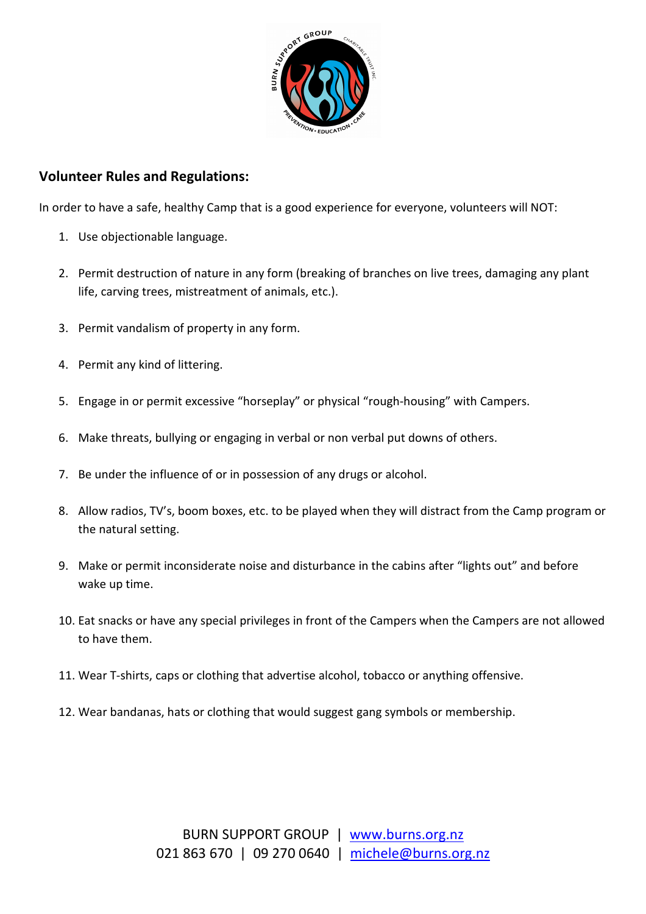## Volunteer Rules and Regulations:

In order to have a safe, healthy Camp that is a good experience for everyone, volunteers will NOT:

1. Use objectionable language.
2. Permit destruction of nature in any form (breaking of branches on live trees, damaging any plant life, carving trees, mistreatment of animals, etc.).
3. Permit vandalism of property in any form.
4. Permit any kind of littering.
5. Engage in or permit excessive "horseplay" or physical "rough-housing" with Campers.
6. Make threats, bullying or engaging in verbal or non verbal put downs of others.
7. Be under the influence of or in possession of any drugs or alcohol.
8. Allow radios, TV's, boom boxes, etc. to be played when they will distract from the Camp program or the natural setting.
9. Make or permit inconsiderate noise and disturbance in the cabins after "lights out" and before wake up time.
10. Eat snacks or have any special privileges in front of the Campers when the Campers are not allowed to have them.
11. Wear T-shirts, caps or clothing that advertise alcohol, tobacco or anything offensive.
12. Wear bandanas, hats or clothing that would suggest gang symbols or membership.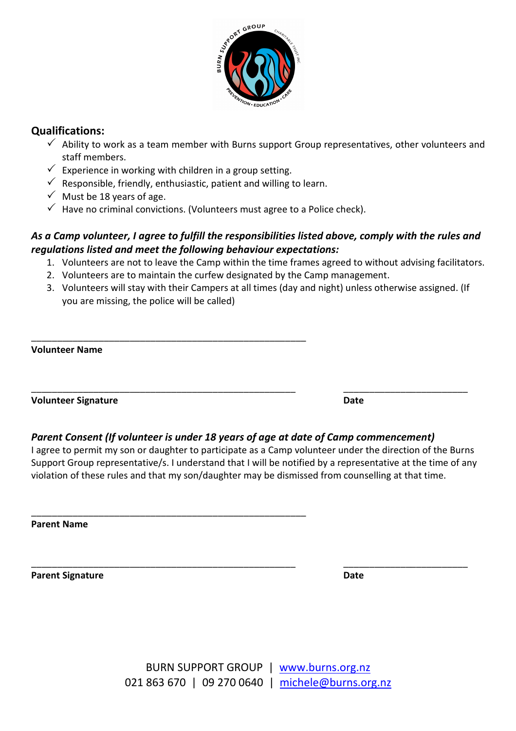## Qualifications:

- ✓ Ability to work as a team member with Burns support Group representatives, other volunteers and staff members.
- ✓ Experience in working with children in a group setting.
- ✓ Responsible, friendly, enthusiastic, patient and willing to learn.
- ✓ Must be 18 years of age.
- ✓ Have no criminal convictions. (Volunteers must agree to a Police check).

***As a Camp volunteer, I agree to fulfill the responsibilities listed above, comply with the rules and regulations listed and meet the following behaviour expectations:***

1. Volunteers are not to leave the Camp within the time frames agreed to without advising facilitators.
2. Volunteers are to maintain the curfew designated by the Camp management.
3. Volunteers will stay with their Campers at all times (day and night) unless otherwise assigned. (If you are missing, the police will be called)

_______________________________________________

**Volunteer Name**

_______________________________________________ _______________________

**Volunteer Signature** **Date**

***Parent Consent (If volunteer is under 18 years of age at date of Camp commencement)***

I agree to permit my son or daughter to participate as a Camp volunteer under the direction of the Burns Support Group representative/s. I understand that I will be notified by a representative at the time of any violation of these rules and that my son/daughter may be dismissed from counselling at that time.

_______________________________________________

**Parent Name**

_______________________________________________ _______________________

**Parent Signature** **Date**

BURN SUPPORT GROUP | www.burns.org.nz
021 863 670 | 09 270 0640 | michele@burns.org.nz